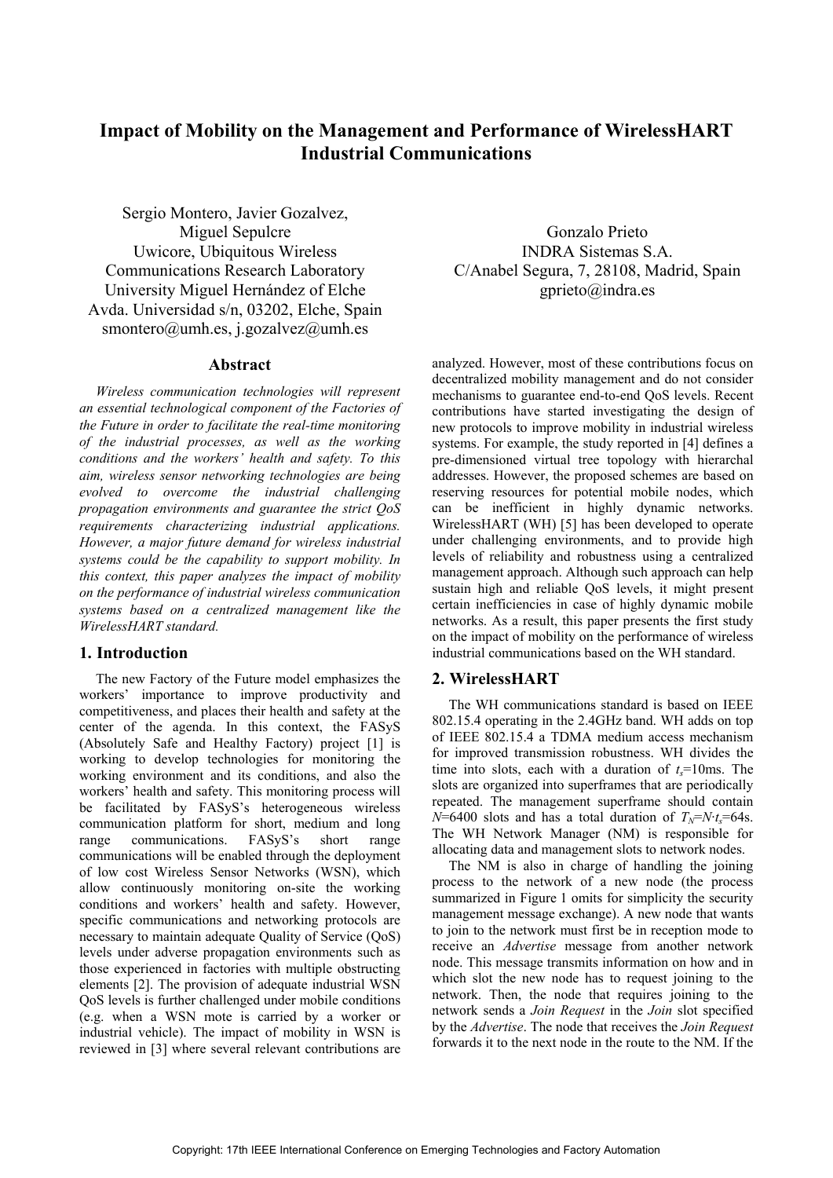# Impact of Mobility on the Management and Performance of WirelessHART Industrial Communications

Sergio Montero, Javier Gozalvez, Miguel Sepulcre
Uwicore, Ubiquitous Wireless Communications Research Laboratory
University Miguel Hernández of Elche
Avda. Universidad s/n, 03202, Elche, Spain
smontero@umh.es, j.gozalvez@umh.es

Gonzalo Prieto
INDRA Sistemas S.A.
C/Anabel Segura, 7, 28108, Madrid, Spain
gprieto@indra.es

## Abstract

*Wireless communication technologies will represent an essential technological component of the Factories of the Future in order to facilitate the real-time monitoring of the industrial processes, as well as the working conditions and the workers' health and safety. To this aim, wireless sensor networking technologies are being evolved to overcome the industrial challenging propagation environments and guarantee the strict QoS requirements characterizing industrial applications. However, a major future demand for wireless industrial systems could be the capability to support mobility. In this context, this paper analyzes the impact of mobility on the performance of industrial wireless communication systems based on a centralized management like the WirelessHART standard.*

## 1. Introduction

The new Factory of the Future model emphasizes the workers' importance to improve productivity and competitiveness, and places their health and safety at the center of the agenda. In this context, the FASyS (Absolutely Safe and Healthy Factory) project [1] is working to develop technologies for monitoring the working environment and its conditions, and also the workers' health and safety. This monitoring process will be facilitated by FASyS's heterogeneous wireless communication platform for short, medium and long range communications. FASyS's short range communications will be enabled through the deployment of low cost Wireless Sensor Networks (WSN), which allow continuously monitoring on-site the working conditions and workers' health and safety. However, specific communications and networking protocols are necessary to maintain adequate Quality of Service (QoS) levels under adverse propagation environments such as those experienced in factories with multiple obstructing elements [2]. The provision of adequate industrial WSN QoS levels is further challenged under mobile conditions (e.g. when a WSN mote is carried by a worker or industrial vehicle). The impact of mobility in WSN is reviewed in [3] where several relevant contributions are analyzed. However, most of these contributions focus on decentralized mobility management and do not consider mechanisms to guarantee end-to-end QoS levels. Recent contributions have started investigating the design of new protocols to improve mobility in industrial wireless systems. For example, the study reported in [4] defines a pre-dimensioned virtual tree topology with hierarchal addresses. However, the proposed schemes are based on reserving resources for potential mobile nodes, which can be inefficient in highly dynamic networks. WirelessHART (WH) [5] has been developed to operate under challenging environments, and to provide high levels of reliability and robustness using a centralized management approach. Although such approach can help sustain high and reliable QoS levels, it might present certain inefficiencies in case of highly dynamic mobile networks. As a result, this paper presents the first study on the impact of mobility on the performance of wireless industrial communications based on the WH standard.

## 2. WirelessHART

The WH communications standard is based on IEEE 802.15.4 operating in the 2.4GHz band. WH adds on top of IEEE 802.15.4 a TDMA medium access mechanism for improved transmission robustness. WH divides the time into slots, each with a duration of $t_s$=10ms. The slots are organized into superframes that are periodically repeated. The management superframe should contain $N$=6400 slots and has a total duration of $T_N$=$N \cdot t_s$=64s. The WH Network Manager (NM) is responsible for allocating data and management slots to network nodes.

The NM is also in charge of handling the joining process to the network of a new node (the process summarized in Figure 1 omits for simplicity the security management message exchange). A new node that wants to join to the network must first be in reception mode to receive an *Advertise* message from another network node. This message transmits information on how and in which slot the new node has to request joining to the network. Then, the node that requires joining to the network sends a *Join Request* in the *Join* slot specified by the *Advertise*. The node that receives the *Join Request* forwards it to the next node in the route to the NM. If the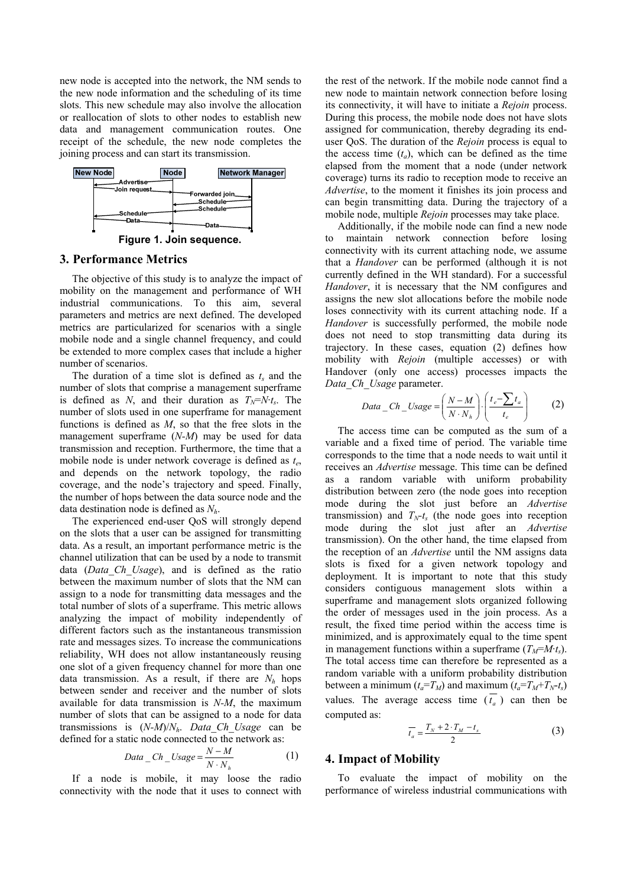new node is accepted into the network, the NM sends to the new node information and the scheduling of its time slots. This new schedule may also involve the allocation or reallocation of slots to other nodes to establish new data and management communication routes. One receipt of the schedule, the new node completes the joining process and can start its transmission.

Figure 1. Join sequence.

## 3. Performance Metrics

The objective of this study is to analyze the impact of mobility on the management and performance of WH industrial communications. To this aim, several parameters and metrics are next defined. The developed metrics are particularized for scenarios with a single mobile node and a single channel frequency, and could be extended to more complex cases that include a higher number of scenarios.

The duration of a time slot is defined as $t_s$ and the number of slots that comprise a management superframe is defined as $N$, and their duration as $T_N=N{\cdot}t_s$. The number of slots used in one superframe for management functions is defined as $M$, so that the free slots in the management superframe ($N$-$M$) may be used for data transmission and reception. Furthermore, the time that a mobile node is under network coverage is defined as $t_e$, and depends on the network topology, the radio coverage, and the node's trajectory and speed. Finally, the number of hops between the data source node and the data destination node is defined as $N_h$.

The experienced end-user QoS will strongly depend on the slots that a user can be assigned for transmitting data. As a result, an important performance metric is the channel utilization that can be used by a node to transmit data (*Data_Ch_Usage*), and is defined as the ratio between the maximum number of slots that the NM can assign to a node for transmitting data messages and the total number of slots of a superframe. This metric allows analyzing the impact of mobility independently of different factors such as the instantaneous transmission rate and messages sizes. To increase the communications reliability, WH does not allow instantaneously reusing one slot of a given frequency channel for more than one data transmission. As a result, if there are $N_h$ hops between sender and receiver and the number of slots available for data transmission is $N$-$M$, the maximum number of slots that can be assigned to a node for data transmissions is ($N$-$M$)/$N_h$. *Data_Ch_Usage* can be defined for a static node connected to the network as:

$$Data\_Ch\_Usage = \frac{N-M}{N \cdot N_h} \tag{1}$$

If a node is mobile, it may loose the radio connectivity with the node that it uses to connect with the rest of the network. If the mobile node cannot find a new node to maintain network connection before losing its connectivity, it will have to initiate a *Rejoin* process. During this process, the mobile node does not have slots assigned for communication, thereby degrading its end-user QoS. The duration of the *Rejoin* process is equal to the access time ($t_a$), which can be defined as the time elapsed from the moment that a node (under network coverage) turns its radio to reception mode to receive an *Advertise*, to the moment it finishes its join process and can begin transmitting data. During the trajectory of a mobile node, multiple *Rejoin* processes may take place.

Additionally, if the mobile node can find a new node to maintain network connection before losing connectivity with its current attaching node, we assume that a *Handover* can be performed (although it is not currently defined in the WH standard). For a successful *Handover*, it is necessary that the NM configures and assigns the new slot allocations before the mobile node loses connectivity with its current attaching node. If a *Handover* is successfully performed, the mobile node does not need to stop transmitting data during its trajectory. In these cases, equation (2) defines how mobility with *Rejoin* (multiple accesses) or with Handover (only one access) processes impacts the *Data_Ch_Usage* parameter.

$$Data\_Ch\_Usage = \left(\frac{N-M}{N \cdot N_h}\right) \cdot \left(\frac{t_e - \sum t_a}{t_e}\right) \tag{2}$$

The access time can be computed as the sum of a variable and a fixed time of period. The variable time corresponds to the time that a node needs to wait until it receives an *Advertise* message. This time can be defined as a random variable with uniform probability distribution between zero (the node goes into reception mode during the slot just before an *Advertise* transmission) and $T_N$-$t_s$ (the node goes into reception mode during the slot just after an *Advertise* transmission). On the other hand, the time elapsed from the reception of an *Advertise* until the NM assigns data slots is fixed for a given network topology and deployment. It is important to note that this study considers contiguous management slots within a superframe and management slots organized following the order of messages used in the join process. As a result, the fixed time period within the access time is minimized, and is approximately equal to the time spent in management functions within a superframe ($T_M=M{\cdot}t_s$). The total access time can therefore be represented as a random variable with a uniform probability distribution between a minimum ($t_a=T_M$) and maximum ($t_a=T_M+T_N-t_s$) values. The average access time ($\overline{t_a}$) can then be computed as:

$$\overline{t_a} = \frac{T_N + 2 \cdot T_M - t_s}{2} \tag{3}$$

## 4. Impact of Mobility

To evaluate the impact of mobility on the performance of wireless industrial communications with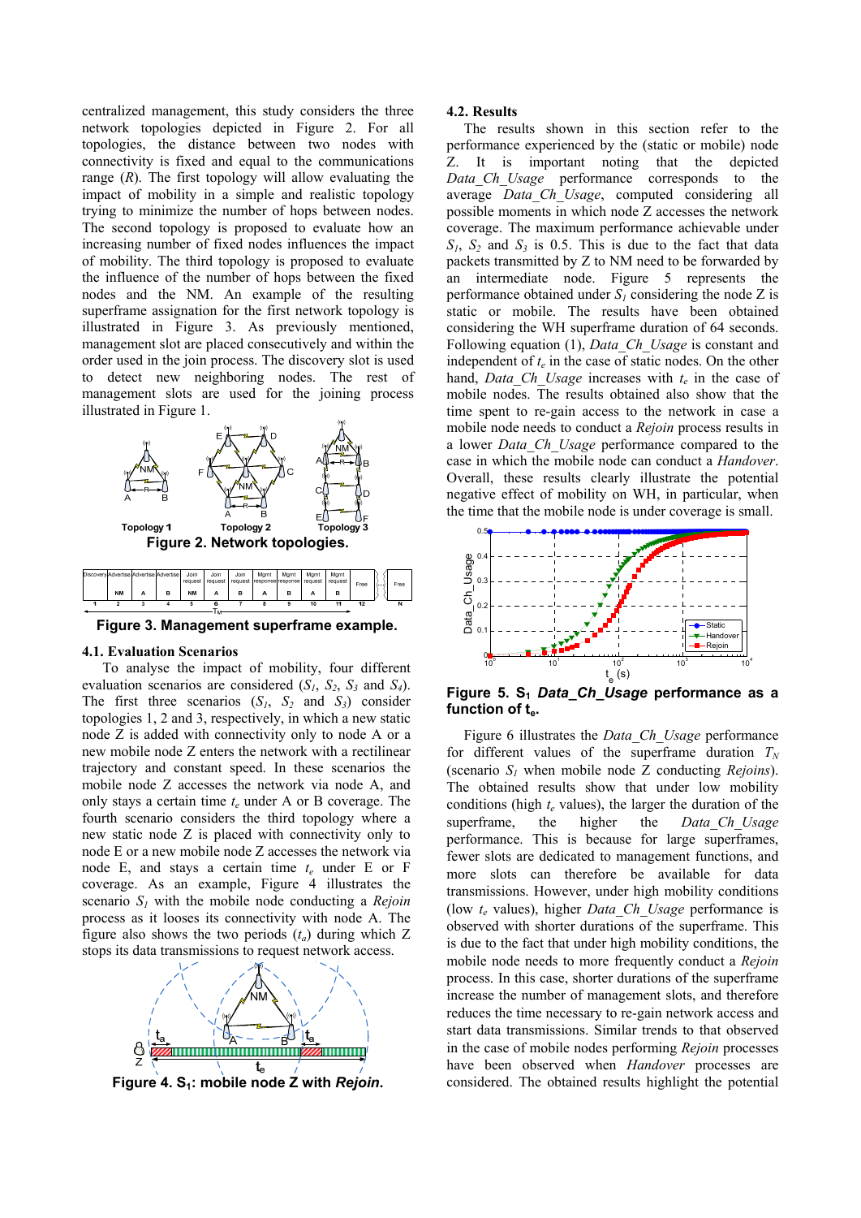centralized management, this study considers the three network topologies depicted in Figure 2. For all topologies, the distance between two nodes with connectivity is fixed and equal to the communications range (*R*). The first topology will allow evaluating the impact of mobility in a simple and realistic topology trying to minimize the number of hops between nodes. The second topology is proposed to evaluate how an increasing number of fixed nodes influences the impact of mobility. The third topology is proposed to evaluate the influence of the number of hops between the fixed nodes and the NM. An example of the resulting superframe assignation for the first network topology is illustrated in Figure 3. As previously mentioned, management slot are placed consecutively and within the order used in the join process. The discovery slot is used to detect new neighboring nodes. The rest of management slots are used for the joining process illustrated in Figure 1.

**Figure 2. Network topologies.**

**Figure 3. Management superframe example.**

### 4.1. Evaluation Scenarios

To analyse the impact of mobility, four different evaluation scenarios are considered ($S_1$, $S_2$, $S_3$ and $S_4$). The first three scenarios ($S_1$, $S_2$ and $S_3$) consider topologies 1, 2 and 3, respectively, in which a new static node Z is added with connectivity only to node A or a new mobile node Z enters the network with a rectilinear trajectory and constant speed. In these scenarios the mobile node Z accesses the network via node A, and only stays a certain time $t_e$ under A or B coverage. The fourth scenario considers the third topology where a new static node Z is placed with connectivity only to node E or a new mobile node Z accesses the network via node E, and stays a certain time $t_e$ under E or F coverage. As an example, Figure 4 illustrates the scenario $S_1$ with the mobile node conducting a *Rejoin* process as it looses its connectivity with node A. The figure also shows the two periods ($t_a$) during which Z stops its data transmissions to request network access.

**Figure 4. $S_1$: mobile node Z with *Rejoin*.**

### 4.2. Results

The results shown in this section refer to the performance experienced by the (static or mobile) node Z. It is important noting that the depicted *Data_Ch_Usage* performance corresponds to the average *Data_Ch_Usage*, computed considering all possible moments in which node Z accesses the network coverage. The maximum performance achievable under $S_1$, $S_2$ and $S_3$ is 0.5. This is due to the fact that data packets transmitted by Z to NM need to be forwarded by an intermediate node. Figure 5 represents the performance obtained under $S_1$ considering the node Z is static or mobile. The results have been obtained considering the WH superframe duration of 64 seconds. Following equation (1), *Data_Ch_Usage* is constant and independent of $t_e$ in the case of static nodes. On the other hand, *Data_Ch_Usage* increases with $t_e$ in the case of mobile nodes. The results obtained also show that the time spent to re-gain access to the network in case a mobile node needs to conduct a *Rejoin* process results in a lower *Data_Ch_Usage* performance compared to the case in which the mobile node can conduct a *Handover*. Overall, these results clearly illustrate the potential negative effect of mobility on WH, in particular, when the time that the mobile node is under coverage is small.

**Figure 5. $S_1$ *Data_Ch_Usage* performance as a function of $t_e$.**

Figure 6 illustrates the *Data_Ch_Usage* performance for different values of the superframe duration $T_N$ (scenario $S_1$ when mobile node Z conducting *Rejoins*). The obtained results show that under low mobility conditions (high $t_e$ values), the larger the duration of the superframe, the higher the *Data_Ch_Usage* performance. This is because for large superframes, fewer slots are dedicated to management functions, and more slots can therefore be available for data transmissions. However, under high mobility conditions (low $t_e$ values), higher *Data_Ch_Usage* performance is observed with shorter durations of the superframe. This is due to the fact that under high mobility conditions, the mobile node needs to more frequently conduct a *Rejoin* process. In this case, shorter durations of the superframe increase the number of management slots, and therefore reduces the time necessary to re-gain network access and start data transmissions. Similar trends to that observed in the case of mobile nodes performing *Rejoin* processes have been observed when *Handover* processes are considered. The obtained results highlight the potential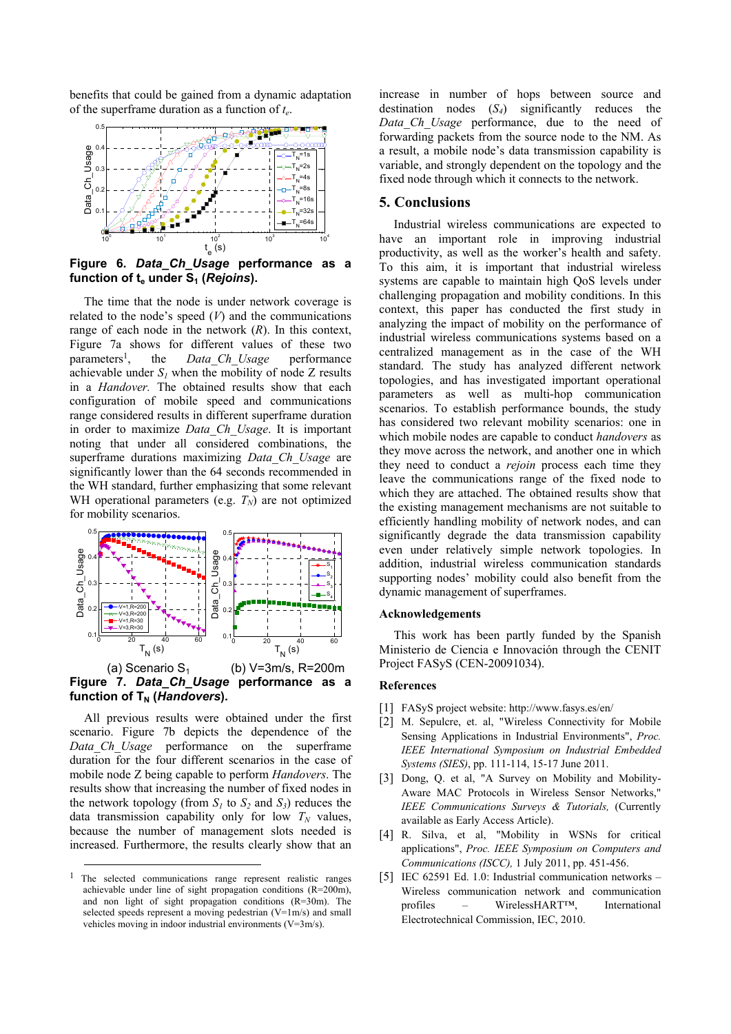benefits that could be gained from a dynamic adaptation of the superframe duration as a function of $t_e$.

0.5
0.4
0.3
0.2
0.1
0
Data_Ch_Usage
$10^0$ $10^1$ $10^2$ $10^3$ $10^4$
$t_e$ (s)
$T_N$=1s
$T_N$=2s
$T_N$=4s
$T_N$=8s
$T_N$=16s
$T_N$=32s
$T_N$=64s

**Figure 6. *Data_Ch_Usage* performance as a function of $t_e$ under $S_1$ (*Rejoins*).**

The time that the node is under network coverage is related to the node's speed ($V$) and the communications range of each node in the network ($R$). In this context, Figure 7a shows for different values of these two parameters[1], the *Data_Ch_Usage* performance achievable under $S_1$ when the mobility of node Z results in a *Handover.* The obtained results show that each configuration of mobile speed and communications range considered results in different superframe duration in order to maximize *Data_Ch_Usage*. It is important noting that under all considered combinations, the superframe durations maximizing *Data_Ch_Usage* are significantly lower than the 64 seconds recommended in the WH standard, further emphasizing that some relevant WH operational parameters (e.g. $T_N$) are not optimized for mobility scenarios.

0.5
0.4
0.3
0.2
0.1
Data_Ch_Usage
0 20 40 60
$T_N$ (s)
V=1,R=200
V=3,R=200
V=1,R=30
V=3,R=30

0.5
0.4
0.3
0.2
0.1
Data_Ch_Usage
0 20 40 60
$T_N$ (s)
$S_1$
$S_2$
$S_3$
$S_4$

(a) Scenario $S_1$ (b) V=3m/s, R=200m

**Figure 7. *Data_Ch_Usage* performance as a function of $T_N$ (*Handovers*).**

All previous results were obtained under the first scenario. Figure 7b depicts the dependence of the *Data_Ch_Usage* performance on the superframe duration for the four different scenarios in the case of mobile node Z being capable to perform *Handovers*. The results show that increasing the number of fixed nodes in the network topology (from $S_1$ to $S_2$ and $S_3$) reduces the data transmission capability only for low $T_N$ values, because the number of management slots needed is increased. Furthermore, the results clearly show that an increase in number of hops between source and destination nodes ($S_4$) significantly reduces the *Data_Ch_Usage* performance, due to the need of forwarding packets from the source node to the NM. As a result, a mobile node's data transmission capability is variable, and strongly dependent on the topology and the fixed node through which it connects to the network.

[1] The selected communications range represent realistic ranges achievable under line of sight propagation conditions (R=200m), and non light of sight propagation conditions (R=30m). The selected speeds represent a moving pedestrian (V=1m/s) and small vehicles moving in indoor industrial environments (V=3m/s).

## 5. Conclusions

Industrial wireless communications are expected to have an important role in improving industrial productivity, as well as the worker's health and safety. To this aim, it is important that industrial wireless systems are capable to maintain high QoS levels under challenging propagation and mobility conditions. In this context, this paper has conducted the first study in analyzing the impact of mobility on the performance of industrial wireless communications systems based on a centralized management as in the case of the WH standard. The study has analyzed different network topologies, and has investigated important operational parameters as well as multi-hop communication scenarios. To establish performance bounds, the study has considered two relevant mobility scenarios: one in which mobile nodes are capable to conduct *handovers* as they move across the network, and another one in which they need to conduct a *rejoin* process each time they leave the communications range of the fixed node to which they are attached. The obtained results show that the existing management mechanisms are not suitable to efficiently handling mobility of network nodes, and can significantly degrade the data transmission capability even under relatively simple network topologies. In addition, industrial wireless communication standards supporting nodes' mobility could also benefit from the dynamic management of superframes.

### Acknowledgements

This work has been partly funded by the Spanish Ministerio de Ciencia e Innovación through the CENIT Project FASyS (CEN-20091034).

### References

[1] FASyS project website: http://www.fasys.es/en/

[2] M. Sepulcre, et. al, "Wireless Connectivity for Mobile Sensing Applications in Industrial Environments", *Proc. IEEE International Symposium on Industrial Embedded Systems (SIES)*, pp. 111-114, 15-17 June 2011.

[3] Dong, Q. et al, "A Survey on Mobility and Mobility-Aware MAC Protocols in Wireless Sensor Networks," *IEEE Communications Surveys & Tutorials,* (Currently available as Early Access Article).

[4] R. Silva, et al, "Mobility in WSNs for critical applications", *Proc. IEEE Symposium on Computers and Communications (ISCC),* 1 July 2011, pp. 451-456.

[5] IEC 62591 Ed. 1.0: Industrial communication networks – Wireless communication network and communication profiles – WirelessHART™, International Electrotechnical Commission, IEC, 2010.